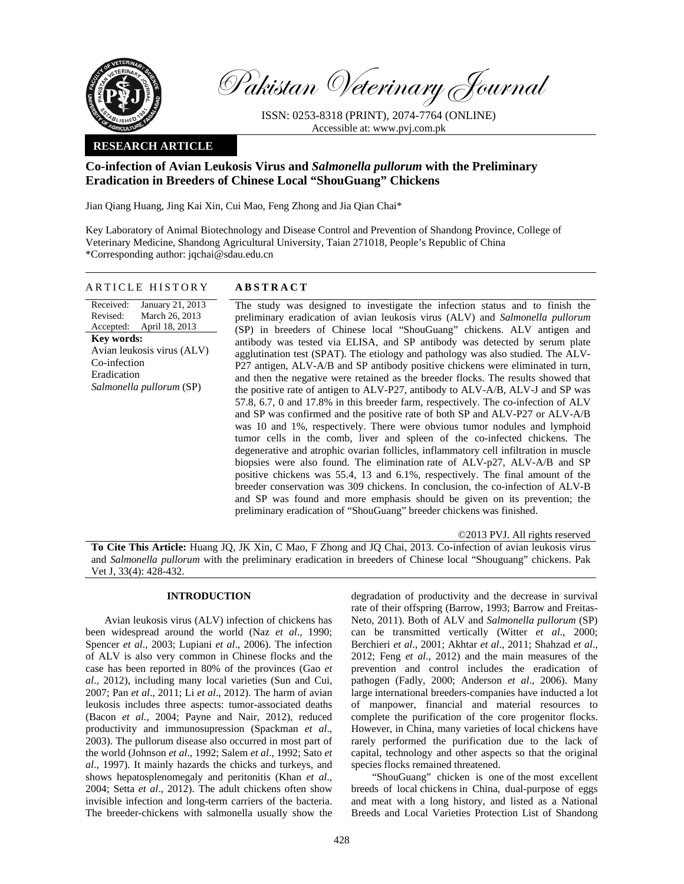Pakistan Veterinary Journal

ISSN: 0253-8318 (PRINT), 2074-7764 (ONLINE)
Accessible at: www.pvj.com.pk

**RESEARCH ARTICLE**

# Co-infection of Avian Leukosis Virus and *Salmonella pullorum* with the Preliminary Eradication in Breeders of Chinese Local "ShouGuang" Chickens

Jian Qiang Huang, Jing Kai Xin, Cui Mao, Feng Zhong and Jia Qian Chai*

Key Laboratory of Animal Biotechnology and Disease Control and Prevention of Shandong Province, College of Veterinary Medicine, Shandong Agricultural University, Taian 271018, People's Republic of China
*Corresponding author: jqchai@sdau.edu.cn

## ARTICLE HISTORY

Received: January 21, 2013
Revised: March 26, 2013
Accepted: April 18, 2013

**Key words:**
Avian leukosis virus (ALV)
Co-infection
Eradication
*Salmonella pullorum* (SP)

## ABSTRACT

The study was designed to investigate the infection status and to finish the preliminary eradication of avian leukosis virus (ALV) and *Salmonella pullorum* (SP) in breeders of Chinese local "ShouGuang" chickens. ALV antigen and antibody was tested via ELISA, and SP antibody was detected by serum plate agglutination test (SPAT). The etiology and pathology was also studied. The ALV-P27 antigen, ALV-A/B and SP antibody positive chickens were eliminated in turn, and then the negative were retained as the breeder flocks. The results showed that the positive rate of antigen to ALV-P27, antibody to ALV-A/B, ALV-J and SP was 57.8, 6.7, 0 and 17.8% in this breeder farm, respectively. The co-infection of ALV and SP was confirmed and the positive rate of both SP and ALV-P27 or ALV-A/B was 10 and 1%, respectively. There were obvious tumor nodules and lymphoid tumor cells in the comb, liver and spleen of the co-infected chickens. The degenerative and atrophic ovarian follicles, inflammatory cell infiltration in muscle biopsies were also found. The elimination rate of ALV-p27, ALV-A/B and SP positive chickens was 55.4, 13 and 6.1%, respectively. The final amount of the breeder conservation was 309 chickens. In conclusion, the co-infection of ALV-B and SP was found and more emphasis should be given on its prevention; the preliminary eradication of "ShouGuang" breeder chickens was finished.

©2013 PVJ. All rights reserved

**To Cite This Article:** Huang JQ, JK Xin, C Mao, F Zhong and JQ Chai, 2013. Co-infection of avian leukosis virus and *Salmonella pullorum* with the preliminary eradication in breeders of Chinese local "Shouguang" chickens. Pak Vet J, 33(4): 428-432.

## INTRODUCTION

Avian leukosis virus (ALV) infection of chickens has been widespread around the world (Naz *et al*., 1990; Spencer *et al*., 2003; Lupiani *et al*., 2006). The infection of ALV is also very common in Chinese flocks and the case has been reported in 80% of the provinces (Gao *et al*., 2012), including many local varieties (Sun and Cui, 2007; Pan *et al*., 2011; Li *et al*., 2012). The harm of avian leukosis includes three aspects: tumor-associated deaths (Bacon *et al.*, 2004; Payne and Nair, 2012), reduced productivity and immunosupression (Spackman *et al*., 2003). The pullorum disease also occurred in most part of the world (Johnson *et al*., 1992; Salem *et al*., 1992; Sato *et al*., 1997). It mainly hazards the chicks and turkeys, and shows hepatosplenomegaly and peritonitis (Khan *et al*., 2004; Setta *et al*., 2012). The adult chickens often show invisible infection and long-term carriers of the bacteria. The breeder-chickens with salmonella usually show the degradation of productivity and the decrease in survival rate of their offspring (Barrow, 1993; Barrow and Freitas-Neto, 2011). Both of ALV and *Salmonella pullorum* (SP) can be transmitted vertically (Witter *et al*., 2000; Berchieri *et al*., 2001; Akhtar *et al*., 2011; Shahzad *et al*., 2012; Feng *et al*., 2012) and the main measures of the prevention and control includes the eradication of pathogen (Fadly, 2000; Anderson *et al*., 2006). Many large international breeders-companies have inducted a lot of manpower, financial and material resources to complete the purification of the core progenitor flocks. However, in China, many varieties of local chickens have rarely performed the purification due to the lack of capital, technology and other aspects so that the original species flocks remained threatened.

"ShouGuang" chicken is one of the most excellent breeds of local chickens in China, dual-purpose of eggs and meat with a long history, and listed as a National Breeds and Local Varieties Protection List of Shandong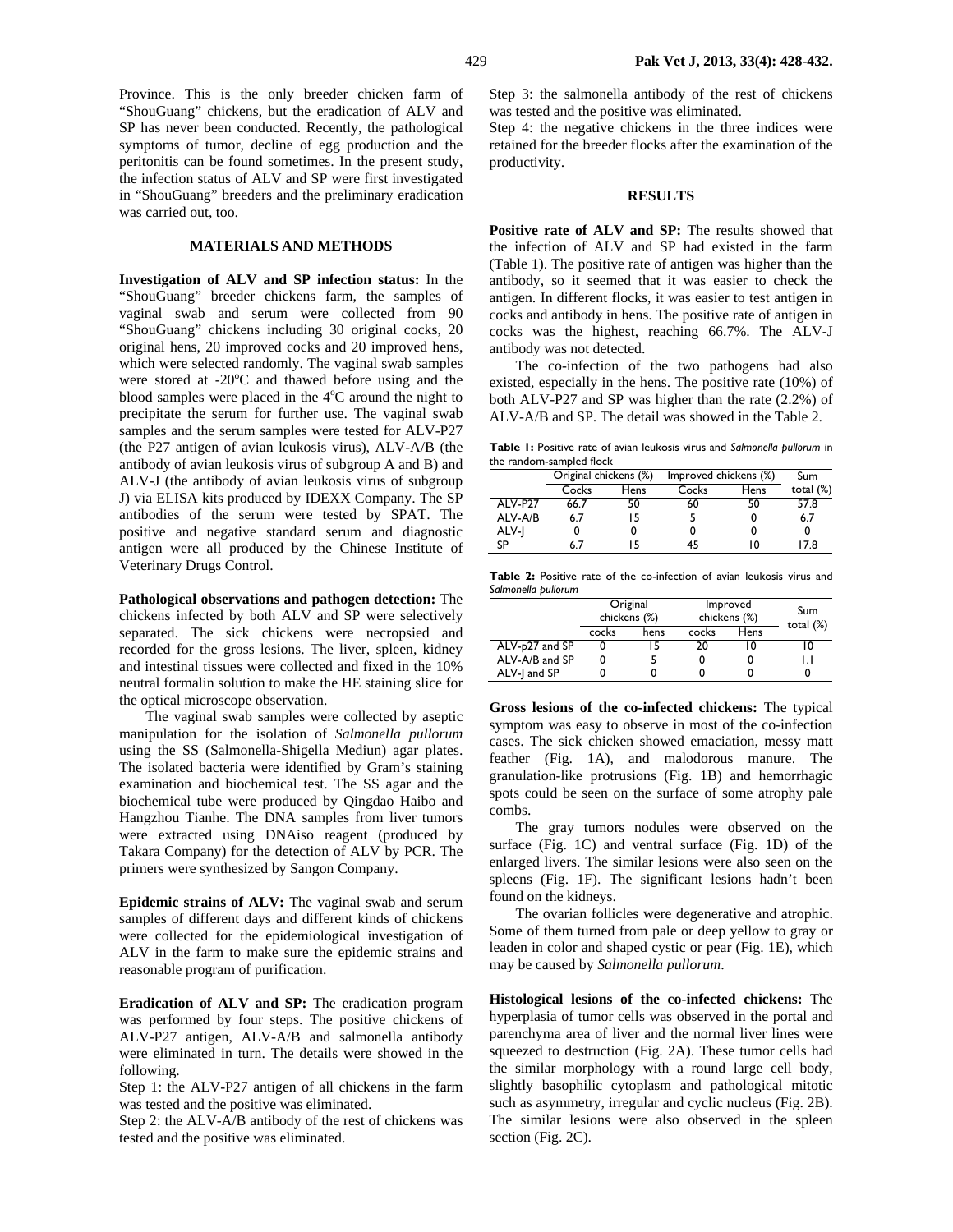Province. This is the only breeder chicken farm of "ShouGuang" chickens, but the eradication of ALV and SP has never been conducted. Recently, the pathological symptoms of tumor, decline of egg production and the peritonitis can be found sometimes. In the present study, the infection status of ALV and SP were first investigated in "ShouGuang" breeders and the preliminary eradication was carried out, too.

## MATERIALS AND METHODS

**Investigation of ALV and SP infection status:** In the "ShouGuang" breeder chickens farm, the samples of vaginal swab and serum were collected from 90 "ShouGuang" chickens including 30 original cocks, 20 original hens, 20 improved cocks and 20 improved hens, which were selected randomly. The vaginal swab samples were stored at -20°C and thawed before using and the blood samples were placed in the 4°C around the night to precipitate the serum for further use. The vaginal swab samples and the serum samples were tested for ALV-P27 (the P27 antigen of avian leukosis virus), ALV-A/B (the antibody of avian leukosis virus of subgroup A and B) and ALV-J (the antibody of avian leukosis virus of subgroup J) via ELISA kits produced by IDEXX Company. The SP antibodies of the serum were tested by SPAT. The positive and negative standard serum and diagnostic antigen were all produced by the Chinese Institute of Veterinary Drugs Control.

**Pathological observations and pathogen detection:** The chickens infected by both ALV and SP were selectively separated. The sick chickens were necropsied and recorded for the gross lesions. The liver, spleen, kidney and intestinal tissues were collected and fixed in the 10% neutral formalin solution to make the HE staining slice for the optical microscope observation.

The vaginal swab samples were collected by aseptic manipulation for the isolation of *Salmonella pullorum* using the SS (Salmonella-Shigella Mediun) agar plates. The isolated bacteria were identified by Gram's staining examination and biochemical test. The SS agar and the biochemical tube were produced by Qingdao Haibo and Hangzhou Tianhe. The DNA samples from liver tumors were extracted using DNAiso reagent (produced by Takara Company) for the detection of ALV by PCR. The primers were synthesized by Sangon Company.

**Epidemic strains of ALV:** The vaginal swab and serum samples of different days and different kinds of chickens were collected for the epidemiological investigation of ALV in the farm to make sure the epidemic strains and reasonable program of purification.

**Eradication of ALV and SP:** The eradication program was performed by four steps. The positive chickens of ALV-P27 antigen, ALV-A/B and salmonella antibody were eliminated in turn. The details were showed in the following.

Step 1: the ALV-P27 antigen of all chickens in the farm was tested and the positive was eliminated.

Step 2: the ALV-A/B antibody of the rest of chickens was tested and the positive was eliminated.

Step 3: the salmonella antibody of the rest of chickens was tested and the positive was eliminated.

Step 4: the negative chickens in the three indices were retained for the breeder flocks after the examination of the productivity.

## RESULTS

**Positive rate of ALV and SP:** The results showed that the infection of ALV and SP had existed in the farm (Table 1). The positive rate of antigen was higher than the antibody, so it seemed that it was easier to check the antigen. In different flocks, it was easier to test antigen in cocks and antibody in hens. The positive rate of antigen in cocks was the highest, reaching 66.7%. The ALV-J antibody was not detected.

The co-infection of the two pathogens had also existed, especially in the hens. The positive rate (10%) of both ALV-P27 and SP was higher than the rate (2.2%) of ALV-A/B and SP. The detail was showed in the Table 2.

**Table 1:** Positive rate of avian leukosis virus and *Salmonella pullorum* in the random-sampled flock

| | Original chickens (%) | | Improved chickens (%) | | Sum total (%) |
|---|---|---|---|---|---|
| | Cocks | Hens | Cocks | Hens | |
| ALV-P27 | 66.7 | 50 | 60 | 50 | 57.8 |
| ALV-A/B | 6.7 | 15 | 5 | 0 | 6.7 |
| ALV-J | 0 | 0 | 0 | 0 | 0 |
| SP | 6.7 | 15 | 45 | 10 | 17.8 |

**Table 2:** Positive rate of the co-infection of avian leukosis virus and *Salmonella pullorum*

| | Original chickens (%) | | Improved chickens (%) | | Sum total (%) |
|---|---|---|---|---|---|
| | cocks | hens | cocks | Hens | |
| ALV-p27 and SP | 0 | 15 | 20 | 10 | 10 |
| ALV-A/B and SP | 0 | 5 | 0 | 0 | 1.1 |
| ALV-J and SP | 0 | 0 | 0 | 0 | 0 |

**Gross lesions of the co-infected chickens:** The typical symptom was easy to observe in most of the co-infection cases. The sick chicken showed emaciation, messy matt feather (Fig. 1A), and malodorous manure. The granulation-like protrusions (Fig. 1B) and hemorrhagic spots could be seen on the surface of some atrophy pale combs.

The gray tumors nodules were observed on the surface (Fig. 1C) and ventral surface (Fig. 1D) of the enlarged livers. The similar lesions were also seen on the spleens (Fig. 1F). The significant lesions hadn't been found on the kidneys.

The ovarian follicles were degenerative and atrophic. Some of them turned from pale or deep yellow to gray or leaden in color and shaped cystic or pear (Fig. 1E), which may be caused by *Salmonella pullorum*.

**Histological lesions of the co-infected chickens:** The hyperplasia of tumor cells was observed in the portal and parenchyma area of liver and the normal liver lines were squeezed to destruction (Fig. 2A). These tumor cells had the similar morphology with a round large cell body, slightly basophilic cytoplasm and pathological mitotic such as asymmetry, irregular and cyclic nucleus (Fig. 2B). The similar lesions were also observed in the spleen section (Fig. 2C).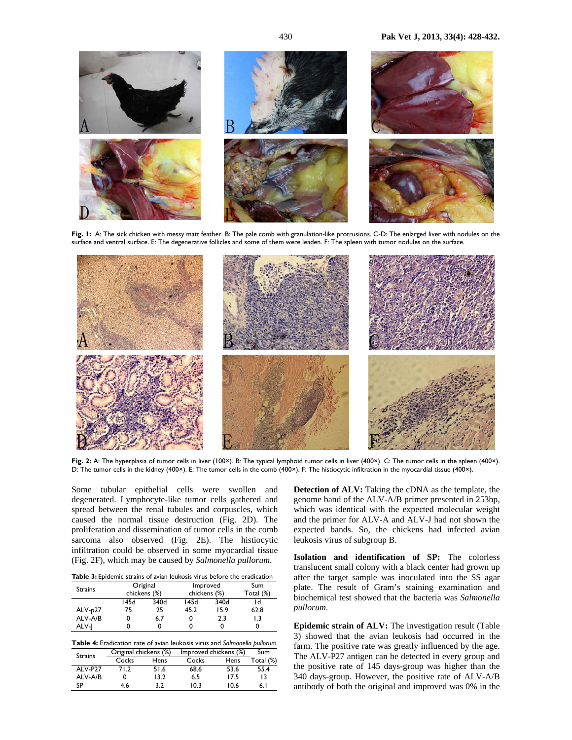Fig. 1: A: The sick chicken with messy matt feather. B: The pale comb with granulation-like protrusions. C-D: The enlarged liver with nodules on the surface and ventral surface. E: The degenerative follicles and some of them were leaden. F: The spleen with tumor nodules on the surface.

Fig. 2: A: The hyperplasia of tumor cells in liver (100×). B: The typical lymphoid tumor cells in liver (400×). C: The tumor cells in the spleen (400×). D: The tumor cells in the kidney (400×). E: The tumor cells in the comb (400×). F: The histiocytic infiltration in the myocardial tissue (400×).

Some tubular epithelial cells were swollen and degenerated. Lymphocyte-like tumor cells gathered and spread between the renal tubules and corpuscles, which caused the normal tissue destruction (Fig. 2D). The proliferation and dissemination of tumor cells in the comb sarcoma also observed (Fig. 2E). The histiocytic infiltration could be observed in some myocardial tissue (Fig. 2F), which may be caused by *Salmonella pullorum*.

**Table 3:** Epidemic strains of avian leukosis virus before the eradication

| Strains | Original chickens (%) | | Improved chickens (%) | | Sum Total (%) |
|---|---|---|---|---|---|
| | 145d | 340d | 145d | 340d | 1d |
| ALV-p27 | 75 | 25 | 45.2 | 15.9 | 62.8 |
| ALV-A/B | 0 | 6.7 | 0 | 2.3 | 1.3 |
| ALV-J | 0 | 0 | 0 | 0 | 0 |

**Table 4:** Eradication rate of avian leukosis virus and *Salmonella pullorum*

| Strains | Original chickens (%) | | Improved chickens (%) | | Sum |
|---|---|---|---|---|---|
| | Cocks | Hens | Cocks | Hens | Total (%) |
| ALV-P27 | 71.2 | 51.6 | 68.6 | 53.6 | 55.4 |
| ALV-A/B | 0 | 13.2 | 6.5 | 17.5 | 13 |
| SP | 4.6 | 3.2 | 10.3 | 10.6 | 6.1 |

**Detection of ALV:** Taking the cDNA as the template, the genome band of the ALV-A/B primer presented in 253bp, which was identical with the expected molecular weight and the primer for ALV-A and ALV-J had not shown the expected bands. So, the chickens had infected avian leukosis virus of subgroup B.

**Isolation and identification of SP:** The colorless translucent small colony with a black center had grown up after the target sample was inoculated into the SS agar plate. The result of Gram's staining examination and biochemical test showed that the bacteria was *Salmonella pullorum*.

**Epidemic strain of ALV:** The investigation result (Table 3) showed that the avian leukosis had occurred in the farm. The positive rate was greatly influenced by the age. The ALV-P27 antigen can be detected in every group and the positive rate of 145 days-group was higher than the 340 days-group. However, the positive rate of ALV-A/B antibody of both the original and improved was 0% in the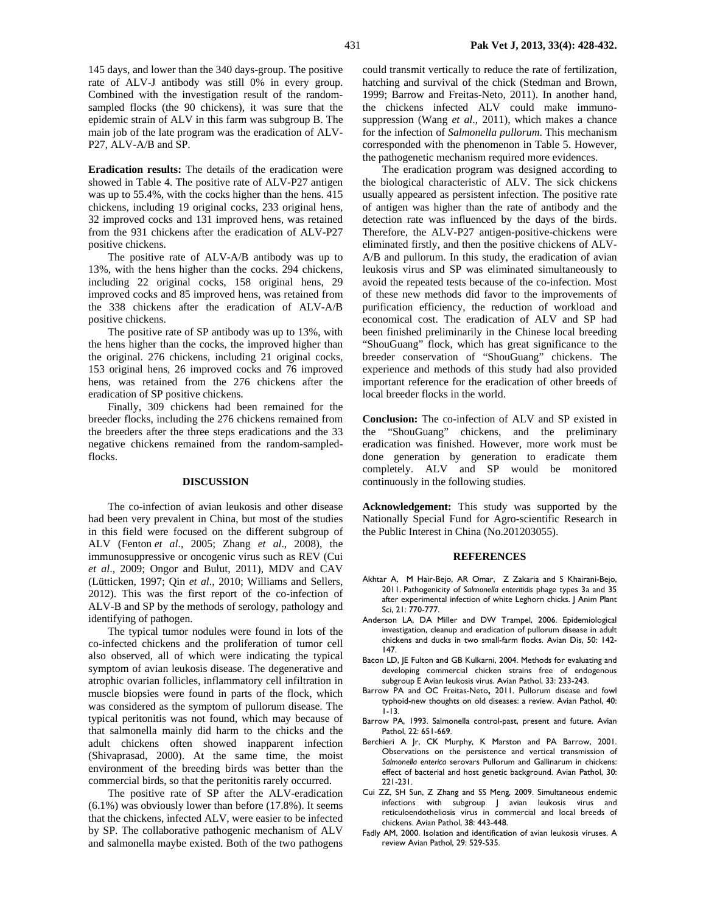145 days, and lower than the 340 days-group. The positive rate of ALV-J antibody was still 0% in every group. Combined with the investigation result of the random-sampled flocks (the 90 chickens), it was sure that the epidemic strain of ALV in this farm was subgroup B. The main job of the late program was the eradication of ALV-P27, ALV-A/B and SP.

**Eradication results:** The details of the eradication were showed in Table 4. The positive rate of ALV-P27 antigen was up to 55.4%, with the cocks higher than the hens. 415 chickens, including 19 original cocks, 233 original hens, 32 improved cocks and 131 improved hens, was retained from the 931 chickens after the eradication of ALV-P27 positive chickens.

The positive rate of ALV-A/B antibody was up to 13%, with the hens higher than the cocks. 294 chickens, including 22 original cocks, 158 original hens, 29 improved cocks and 85 improved hens, was retained from the 338 chickens after the eradication of ALV-A/B positive chickens.

The positive rate of SP antibody was up to 13%, with the hens higher than the cocks, the improved higher than the original. 276 chickens, including 21 original cocks, 153 original hens, 26 improved cocks and 76 improved hens, was retained from the 276 chickens after the eradication of SP positive chickens.

Finally, 309 chickens had been remained for the breeder flocks, including the 276 chickens remained from the breeders after the three steps eradications and the 33 negative chickens remained from the random-sampled-flocks.

## DISCUSSION

The co-infection of avian leukosis and other disease had been very prevalent in China, but most of the studies in this field were focused on the different subgroup of ALV (Fenton *et al*., 2005; Zhang *et al*., 2008), the immunosuppressive or oncogenic virus such as REV (Cui *et al*., 2009; Ongor and Bulut, 2011), MDV and CAV (Lütticken, 1997; Qin *et al*., 2010; Williams and Sellers, 2012). This was the first report of the co-infection of ALV-B and SP by the methods of serology, pathology and identifying of pathogen.

The typical tumor nodules were found in lots of the co-infected chickens and the proliferation of tumor cell also observed, all of which were indicating the typical symptom of avian leukosis disease. The degenerative and atrophic ovarian follicles, inflammatory cell infiltration in muscle biopsies were found in parts of the flock, which was considered as the symptom of pullorum disease. The typical peritonitis was not found, which may because of that salmonella mainly did harm to the chicks and the adult chickens often showed inapparent infection (Shivaprasad, 2000). At the same time, the moist environment of the breeding birds was better than the commercial birds, so that the peritonitis rarely occurred.

The positive rate of SP after the ALV-eradication (6.1%) was obviously lower than before (17.8%). It seems that the chickens, infected ALV, were easier to be infected by SP. The collaborative pathogenic mechanism of ALV and salmonella maybe existed. Both of the two pathogens could transmit vertically to reduce the rate of fertilization, hatching and survival of the chick (Stedman and Brown, 1999; Barrow and Freitas-Neto, 2011). In another hand, the chickens infected ALV could make immunosuppression (Wang *et al*., 2011), which makes a chance for the infection of *Salmonella pullorum*. This mechanism corresponded with the phenomenon in Table 5. However, the pathogenetic mechanism required more evidences.

The eradication program was designed according to the biological characteristic of ALV. The sick chickens usually appeared as persistent infection. The positive rate of antigen was higher than the rate of antibody and the detection rate was influenced by the days of the birds. Therefore, the ALV-P27 antigen-positive-chickens were eliminated firstly, and then the positive chickens of ALV-A/B and pullorum. In this study, the eradication of avian leukosis virus and SP was eliminated simultaneously to avoid the repeated tests because of the co-infection. Most of these new methods did favor to the improvements of purification efficiency, the reduction of workload and economical cost. The eradication of ALV and SP had been finished preliminarily in the Chinese local breeding "ShouGuang" flock, which has great significance to the breeder conservation of "ShouGuang" chickens. The experience and methods of this study had also provided important reference for the eradication of other breeds of local breeder flocks in the world.

**Conclusion:** The co-infection of ALV and SP existed in the "ShouGuang" chickens, and the preliminary eradication was finished. However, more work must be done generation by generation to eradicate them completely. ALV and SP would be monitored continuously in the following studies.

**Acknowledgement:** This study was supported by the Nationally Special Fund for Agro-scientific Research in the Public Interest in China (No.201203055).

## REFERENCES

Akhtar A, M Hair-Bejo, AR Omar, Z Zakaria and S Khairani-Bejo, 2011. Pathogenicity of *Salmonella enteritidis* phage types 3a and 35 after experimental infection of white Leghorn chicks. J Anim Plant Sci, 21: 770-777.

Anderson LA, DA Miller and DW Trampel, 2006. Epidemiological investigation, cleanup and eradication of pullorum disease in adult chickens and ducks in two small-farm flocks. Avian Dis, 50: 142-147.

Bacon LD, JE Fulton and GB Kulkarni, 2004. Methods for evaluating and developing commercial chicken strains free of endogenous subgroup E Avian leukosis virus. Avian Pathol, 33: 233-243.

Barrow PA and OC Freitas-Neto**,** 2011. Pullorum disease and fowl typhoid-new thoughts on old diseases: a review. Avian Pathol, 40: 1-13.

Barrow PA, 1993. Salmonella control-past, present and future. Avian Pathol, 22: 651-669.

Berchieri A Jr, CK Murphy, K Marston and PA Barrow, 2001. Observations on the persistence and vertical transmission of *Salmonella enterica* serovars Pullorum and Gallinarum in chickens: effect of bacterial and host genetic background. Avian Pathol, 30: 221-231.

Cui ZZ, SH Sun, Z Zhang and SS Meng, 2009. Simultaneous endemic infections with subgroup J avian leukosis virus and reticuloendotheliosis virus in commercial and local breeds of chickens. Avian Pathol, 38: 443-448.

Fadly AM, 2000. Isolation and identification of avian leukosis viruses. A review Avian Pathol, 29: 529-535.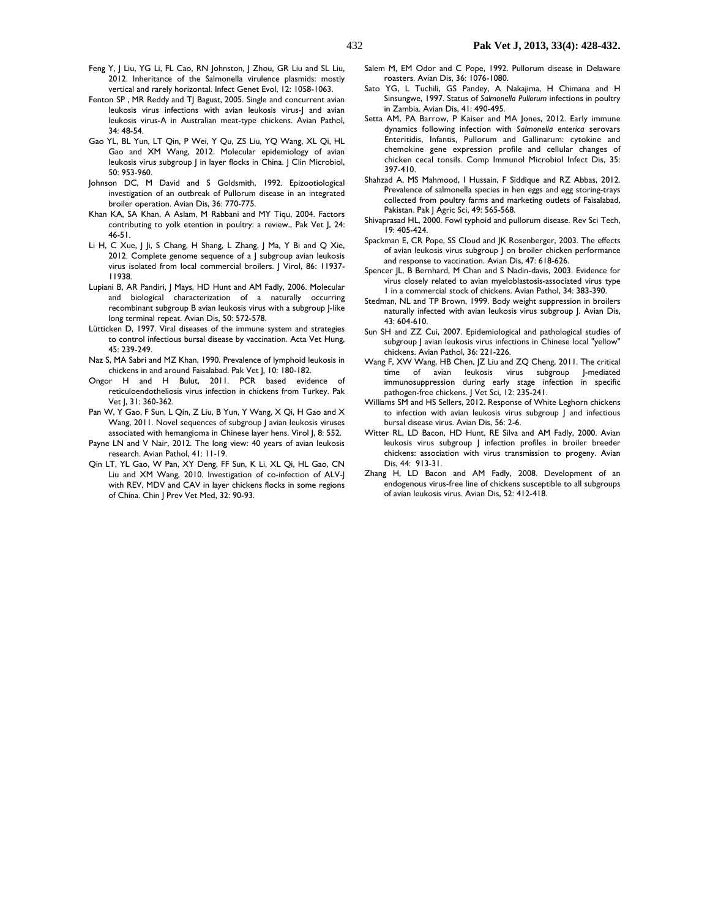Feng Y, J Liu, YG Li, FL Cao, RN Johnston, J Zhou, GR Liu and SL Liu, 2012. Inheritance of the Salmonella virulence plasmids: mostly vertical and rarely horizontal. Infect Genet Evol, 12: 1058-1063.

Fenton SP , MR Reddy and TJ Bagust, 2005. Single and concurrent avian leukosis virus infections with avian leukosis virus-J and avian leukosis virus-A in Australian meat-type chickens. Avian Pathol, 34: 48-54.

Gao YL, BL Yun, LT Qin, P Wei, Y Qu, ZS Liu, YQ Wang, XL Qi, HL Gao and XM Wang, 2012. Molecular epidemiology of avian leukosis virus subgroup J in layer flocks in China. J Clin Microbiol, 50: 953-960.

Johnson DC, M David and S Goldsmith, 1992. Epizootiological investigation of an outbreak of Pullorum disease in an integrated broiler operation. Avian Dis, 36: 770-775.

Khan KA, SA Khan, A Aslam, M Rabbani and MY Tiqu, 2004. Factors contributing to yolk etention in poultry: a review., Pak Vet J, 24: 46-51.

Li H, C Xue, J Ji, S Chang, H Shang, L Zhang, J Ma, Y Bi and Q Xie, 2012. Complete genome sequence of a J subgroup avian leukosis virus isolated from local commercial broilers. J Virol, 86: 11937-11938.

Lupiani B, AR Pandiri, J Mays, HD Hunt and AM Fadly, 2006. Molecular and biological characterization of a naturally occurring recombinant subgroup B avian leukosis virus with a subgroup J-like long terminal repeat. Avian Dis, 50: 572-578.

Lütticken D, 1997. Viral diseases of the immune system and strategies to control infectious bursal disease by vaccination. Acta Vet Hung, 45: 239-249.

Naz S, MA Sabri and MZ Khan, 1990. Prevalence of lymphoid leukosis in chickens in and around Faisalabad. Pak Vet J, 10: 180-182.

Ongor H and H Bulut, 2011. PCR based evidence of reticuloendotheliosis virus infection in chickens from Turkey. Pak Vet J, 31: 360-362.

Pan W, Y Gao, F Sun, L Qin, Z Liu, B Yun, Y Wang, X Qi, H Gao and X Wang, 2011. Novel sequences of subgroup J avian leukosis viruses associated with hemangioma in Chinese layer hens. Virol J, 8: 552.

Payne LN and V Nair, 2012. The long view: 40 years of avian leukosis research. Avian Pathol, 41: 11-19.

Qin LT, YL Gao, W Pan, XY Deng, FF Sun, K Li, XL Qi, HL Gao, CN Liu and XM Wang, 2010. Investigation of co-infection of ALV-J with REV, MDV and CAV in layer chickens flocks in some regions of China. Chin J Prev Vet Med, 32: 90-93.

Salem M, EM Odor and C Pope, 1992. Pullorum disease in Delaware roasters. Avian Dis, 36: 1076-1080.

Sato YG, L Tuchili, GS Pandey, A Nakajima, H Chimana and H Sinsungwe, 1997. Status of *Salmonella Pullorum* infections in poultry in Zambia. Avian Dis, 41: 490-495.

Setta AM, PA Barrow, P Kaiser and MA Jones, 2012. Early immune dynamics following infection with *Salmonella enterica* serovars Enteritidis, Infantis, Pullorum and Gallinarum: cytokine and chemokine gene expression profile and cellular changes of chicken cecal tonsils. Comp Immunol Microbiol Infect Dis, 35: 397-410.

Shahzad A, MS Mahmood, I Hussain, F Siddique and RZ Abbas, 2012. Prevalence of salmonella species in hen eggs and egg storing-trays collected from poultry farms and marketing outlets of Faisalabad, Pakistan. Pak J Agric Sci, 49: 565-568.

Shivaprasad HL, 2000. Fowl typhoid and pullorum disease. Rev Sci Tech, 19: 405-424.

Spackman E, CR Pope, SS Cloud and JK Rosenberger, 2003. The effects of avian leukosis virus subgroup J on broiler chicken performance and response to vaccination. Avian Dis, 47: 618-626.

Spencer JL, B Bernhard, M Chan and S Nadin-davis, 2003. Evidence for virus closely related to avian myeloblastosis-associated virus type 1 in a commercial stock of chickens. Avian Pathol, 34: 383-390.

Stedman, NL and TP Brown, 1999. Body weight suppression in broilers naturally infected with avian leukosis virus subgroup J. Avian Dis, 43: 604-610.

Sun SH and ZZ Cui, 2007. Epidemiological and pathological studies of subgroup J avian leukosis virus infections in Chinese local "yellow" chickens. Avian Pathol, 36: 221-226.

Wang F, XW Wang, HB Chen, JZ Liu and ZQ Cheng, 2011. The critical time of avian leukosis virus subgroup J-mediated immunosuppression during early stage infection in specific pathogen-free chickens. J Vet Sci, 12: 235-241.

Williams SM and HS Sellers, 2012. Response of White Leghorn chickens to infection with avian leukosis virus subgroup J and infectious bursal disease virus. Avian Dis, 56: 2-6.

Witter RL, LD Bacon, HD Hunt, RE Silva and AM Fadly, 2000. Avian leukosis virus subgroup J infection profiles in broiler breeder chickens: association with virus transmission to progeny. Avian Dis, 44: 913-31.

Zhang H, LD Bacon and AM Fadly, 2008. Development of an endogenous virus-free line of chickens susceptible to all subgroups of avian leukosis virus. Avian Dis, 52: 412-418.